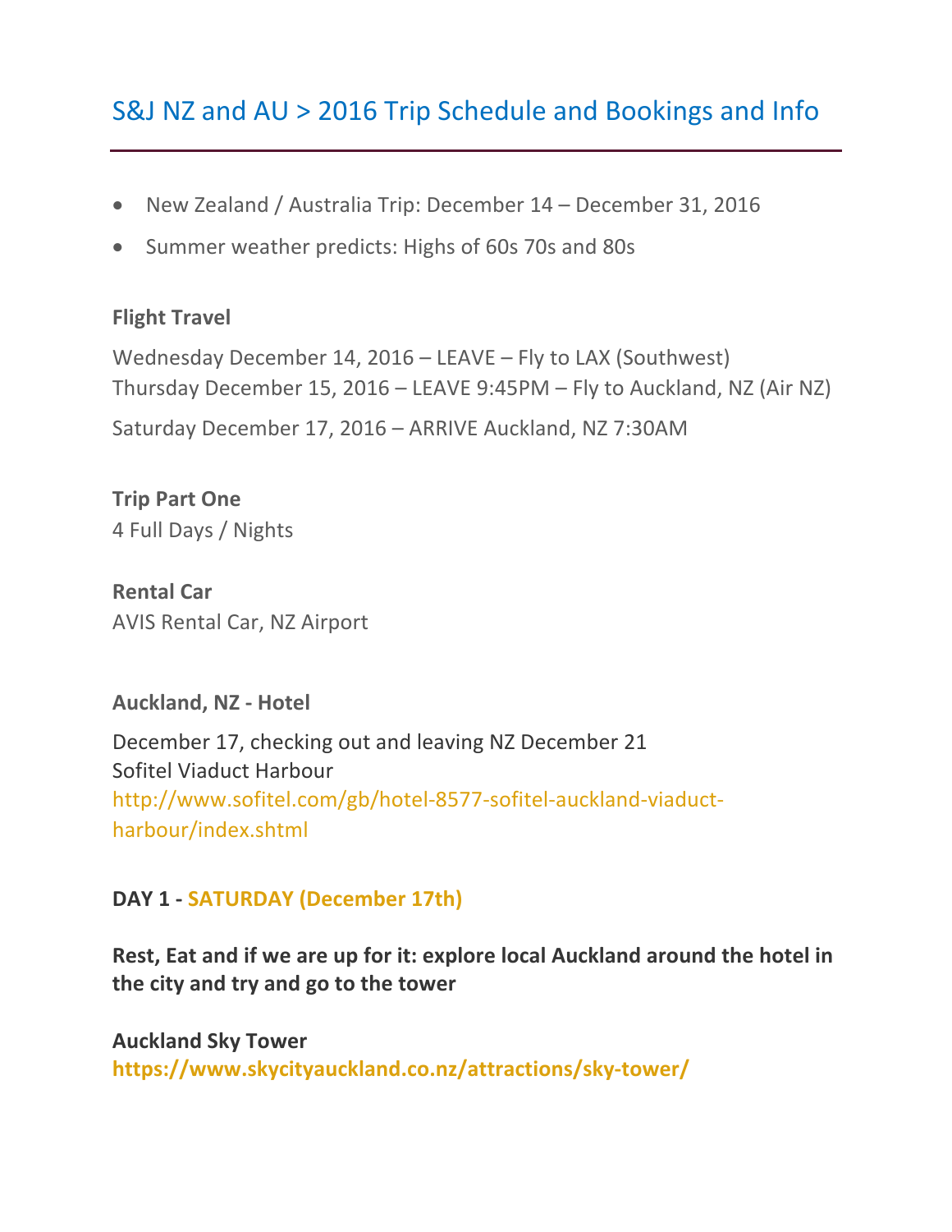# S&J NZ and AU > 2016 Trip Schedule and Bookings and Info

- New Zealand / Australia Trip: December 14 – December 31, 2016
- Summer weather predicts: Highs of 60s 70s and 80s

**Flight Travel**

Wednesday December 14, 2016 – LEAVE – Fly to LAX (Southwest)
Thursday December 15, 2016 – LEAVE 9:45PM – Fly to Auckland, NZ (Air NZ)

Saturday December 17, 2016 – ARRIVE Auckland, NZ 7:30AM

**Trip Part One**
4 Full Days / Nights

**Rental Car**
AVIS Rental Car, NZ Airport

**Auckland, NZ - Hotel**

December 17, checking out and leaving NZ December 21
Sofitel Viaduct Harbour
http://www.sofitel.com/gb/hotel-8577-sofitel-auckland-viaduct-harbour/index.shtml

**DAY 1 - SATURDAY (December 17th)**

**Rest, Eat and if we are up for it: explore local Auckland around the hotel in the city and try and go to the tower**

**Auckland Sky Tower**
**https://www.skycityauckland.co.nz/attractions/sky-tower/**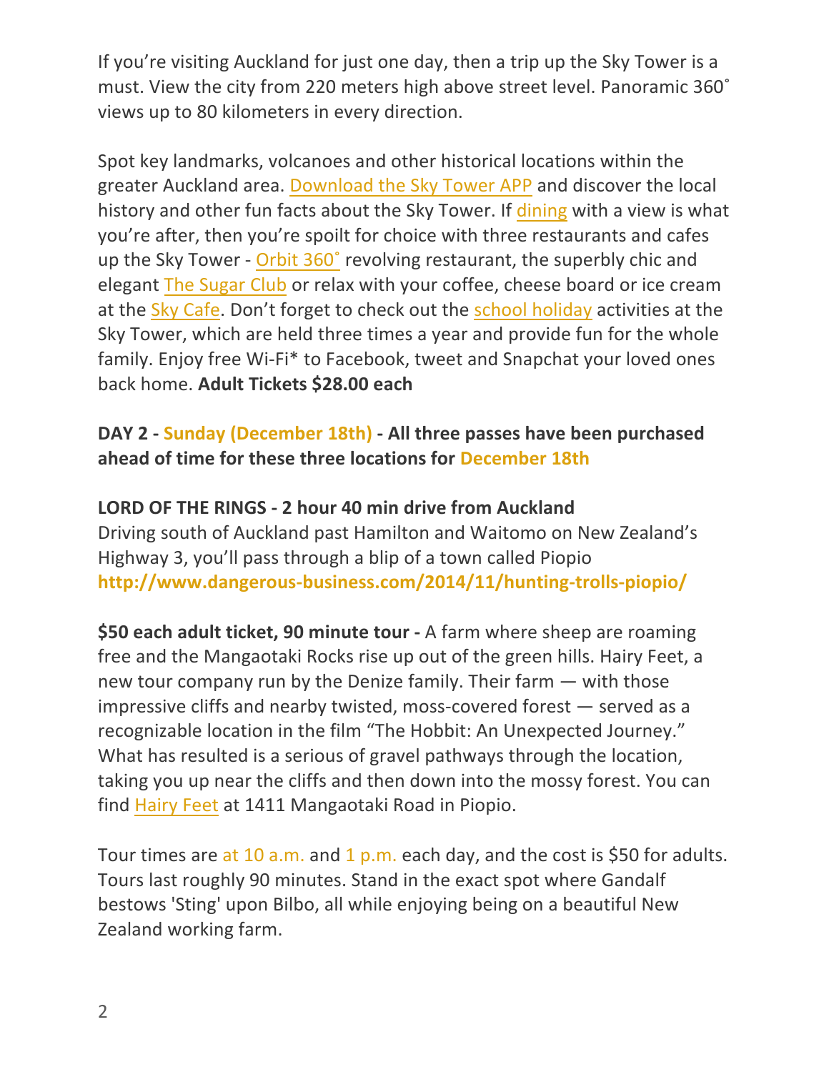If you're visiting Auckland for just one day, then a trip up the Sky Tower is a must. View the city from 220 meters high above street level. Panoramic 360˚ views up to 80 kilometers in every direction.

Spot key landmarks, volcanoes and other historical locations within the greater Auckland area. Download the Sky Tower APP and discover the local history and other fun facts about the Sky Tower. If dining with a view is what you're after, then you're spoilt for choice with three restaurants and cafes up the Sky Tower - Orbit 360˚ revolving restaurant, the superbly chic and elegant The Sugar Club or relax with your coffee, cheese board or ice cream at the Sky Cafe. Don't forget to check out the school holiday activities at the Sky Tower, which are held three times a year and provide fun for the whole family. Enjoy free Wi-Fi* to Facebook, tweet and Snapchat your loved ones back home. **Adult Tickets $28.00 each**

**DAY 2 - Sunday (December 18th) - All three passes have been purchased ahead of time for these three locations for December 18th**

**LORD OF THE RINGS - 2 hour 40 min drive from Auckland**
Driving south of Auckland past Hamilton and Waitomo on New Zealand's Highway 3, you'll pass through a blip of a town called Piopio
**http://www.dangerous-business.com/2014/11/hunting-trolls-piopio/**

**$50 each adult ticket, 90 minute tour -** A farm where sheep are roaming free and the Mangaotaki Rocks rise up out of the green hills. Hairy Feet, a new tour company run by the Denize family. Their farm — with those impressive cliffs and nearby twisted, moss-covered forest — served as a recognizable location in the film "The Hobbit: An Unexpected Journey." What has resulted is a serious of gravel pathways through the location, taking you up near the cliffs and then down into the mossy forest. You can find Hairy Feet at 1411 Mangaotaki Road in Piopio.

Tour times are at 10 a.m. and 1 p.m. each day, and the cost is $50 for adults. Tours last roughly 90 minutes. Stand in the exact spot where Gandalf bestows 'Sting' upon Bilbo, all while enjoying being on a beautiful New Zealand working farm.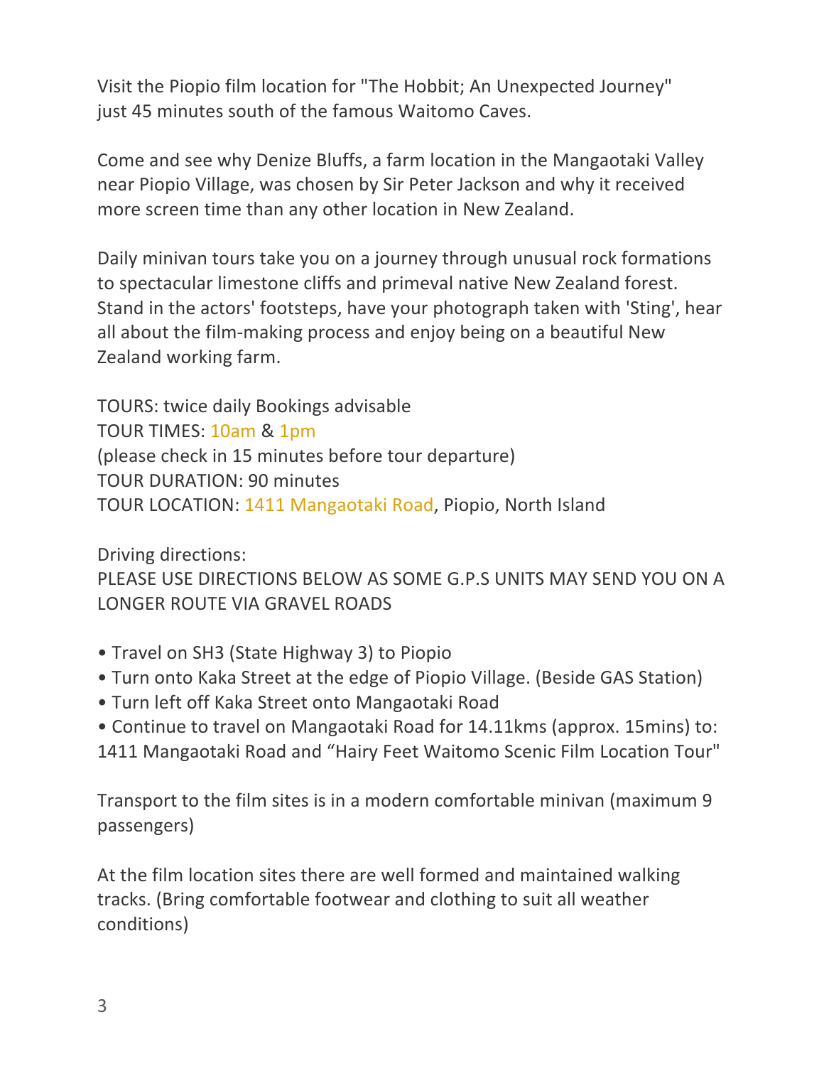Visit the Piopio film location for "The Hobbit; An Unexpected Journey" just 45 minutes south of the famous Waitomo Caves.

Come and see why Denize Bluffs, a farm location in the Mangaotaki Valley near Piopio Village, was chosen by Sir Peter Jackson and why it received more screen time than any other location in New Zealand.

Daily minivan tours take you on a journey through unusual rock formations to spectacular limestone cliffs and primeval native New Zealand forest. Stand in the actors' footsteps, have your photograph taken with 'Sting', hear all about the film-making process and enjoy being on a beautiful New Zealand working farm.

TOURS: twice daily Bookings advisable
TOUR TIMES: 10am & 1pm
(please check in 15 minutes before tour departure)
TOUR DURATION: 90 minutes
TOUR LOCATION: 1411 Mangaotaki Road, Piopio, North Island

Driving directions:
PLEASE USE DIRECTIONS BELOW AS SOME G.P.S UNITS MAY SEND YOU ON A LONGER ROUTE VIA GRAVEL ROADS

- Travel on SH3 (State Highway 3) to Piopio
- Turn onto Kaka Street at the edge of Piopio Village. (Beside GAS Station)
- Turn left off Kaka Street onto Mangaotaki Road
- Continue to travel on Mangaotaki Road for 14.11kms (approx. 15mins) to: 1411 Mangaotaki Road and "Hairy Feet Waitomo Scenic Film Location Tour"

Transport to the film sites is in a modern comfortable minivan (maximum 9 passengers)

At the film location sites there are well formed and maintained walking tracks. (Bring comfortable footwear and clothing to suit all weather conditions)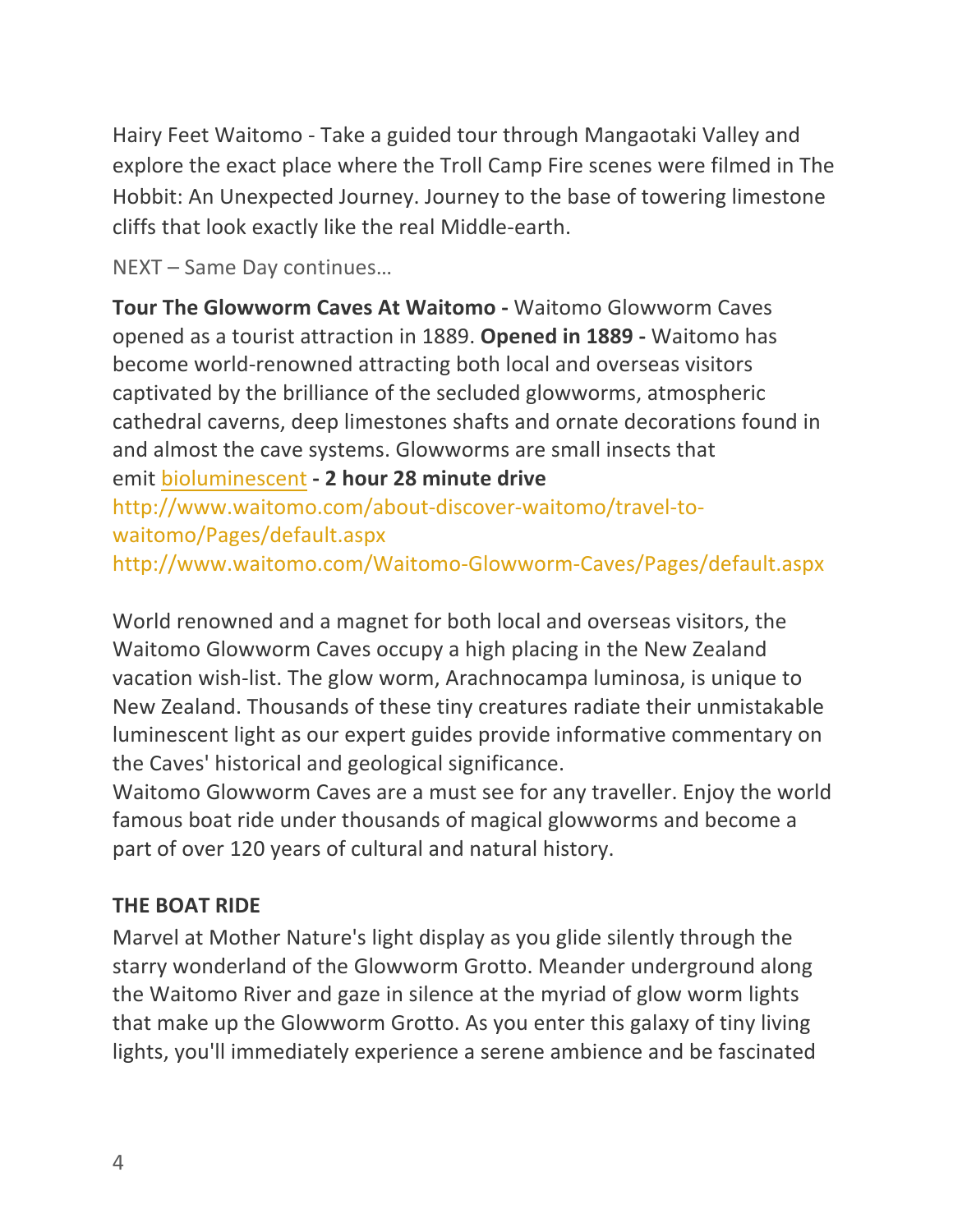Hairy Feet Waitomo - Take a guided tour through Mangaotaki Valley and explore the exact place where the Troll Camp Fire scenes were filmed in The Hobbit: An Unexpected Journey. Journey to the base of towering limestone cliffs that look exactly like the real Middle-earth.

NEXT – Same Day continues…

**Tour The Glowworm Caves At Waitomo -** Waitomo Glowworm Caves opened as a tourist attraction in 1889. **Opened in 1889 -** Waitomo has become world-renowned attracting both local and overseas visitors captivated by the brilliance of the secluded glowworms, atmospheric cathedral caverns, deep limestones shafts and ornate decorations found in and almost the cave systems. Glowworms are small insects that emit bioluminescent **- 2 hour 28 minute drive**
http://www.waitomo.com/about-discover-waitomo/travel-to-waitomo/Pages/default.aspx
http://www.waitomo.com/Waitomo-Glowworm-Caves/Pages/default.aspx

World renowned and a magnet for both local and overseas visitors, the Waitomo Glowworm Caves occupy a high placing in the New Zealand vacation wish-list. The glow worm, Arachnocampa luminosa, is unique to New Zealand. Thousands of these tiny creatures radiate their unmistakable luminescent light as our expert guides provide informative commentary on the Caves' historical and geological significance.
Waitomo Glowworm Caves are a must see for any traveller. Enjoy the world famous boat ride under thousands of magical glowworms and become a part of over 120 years of cultural and natural history.

**THE BOAT RIDE**

Marvel at Mother Nature's light display as you glide silently through the starry wonderland of the Glowworm Grotto. Meander underground along the Waitomo River and gaze in silence at the myriad of glow worm lights that make up the Glowworm Grotto. As you enter this galaxy of tiny living lights, you'll immediately experience a serene ambience and be fascinated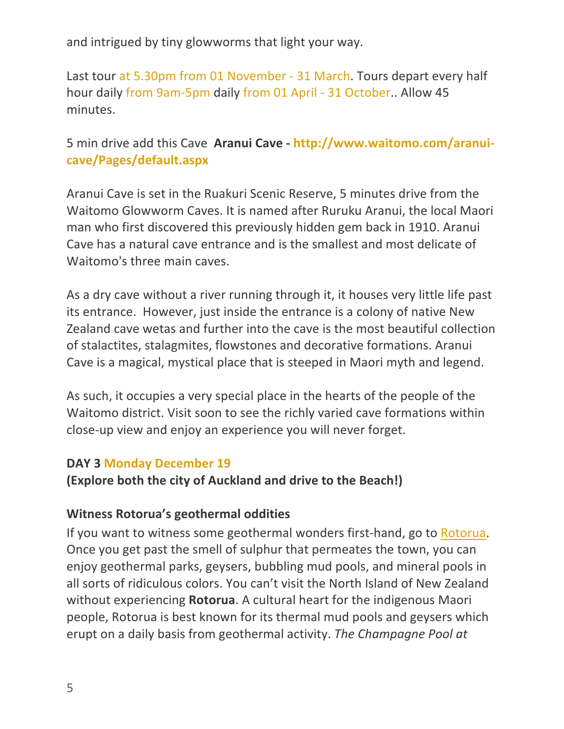and intrigued by tiny glowworms that light your way.

Last tour at 5.30pm from 01 November - 31 March. Tours depart every half hour daily from 9am-5pm daily from 01 April - 31 October.. Allow 45 minutes.

5 min drive add this Cave **Aranui Cave - http://www.waitomo.com/aranui-cave/Pages/default.aspx**

Aranui Cave is set in the Ruakuri Scenic Reserve, 5 minutes drive from the Waitomo Glowworm Caves. It is named after Ruruku Aranui, the local Maori man who first discovered this previously hidden gem back in 1910. Aranui Cave has a natural cave entrance and is the smallest and most delicate of Waitomo's three main caves.

As a dry cave without a river running through it, it houses very little life past its entrance. However, just inside the entrance is a colony of native New Zealand cave wetas and further into the cave is the most beautiful collection of stalactites, stalagmites, flowstones and decorative formations. Aranui Cave is a magical, mystical place that is steeped in Maori myth and legend.

As such, it occupies a very special place in the hearts of the people of the Waitomo district. Visit soon to see the richly varied cave formations within close-up view and enjoy an experience you will never forget.

**DAY 3 Monday December 19**

**(Explore both the city of Auckland and drive to the Beach!)**

**Witness Rotorua's geothermal oddities**

If you want to witness some geothermal wonders first-hand, go to Rotorua. Once you get past the smell of sulphur that permeates the town, you can enjoy geothermal parks, geysers, bubbling mud pools, and mineral pools in all sorts of ridiculous colors. You can't visit the North Island of New Zealand without experiencing **Rotorua**. A cultural heart for the indigenous Maori people, Rotorua is best known for its thermal mud pools and geysers which erupt on a daily basis from geothermal activity. *The Champagne Pool at*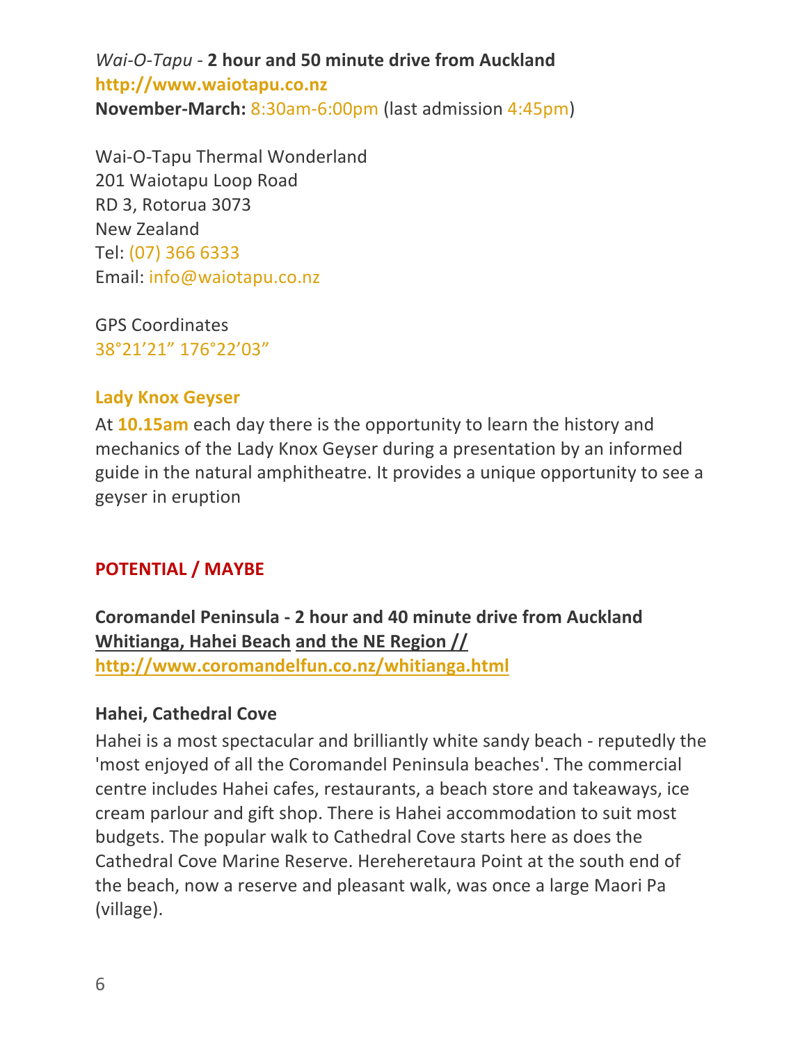*Wai-O-Tapu* - **2 hour and 50 minute drive from Auckland**
**http://www.waiotapu.co.nz**
**November-March:** 8:30am-6:00pm (last admission 4:45pm)

Wai-O-Tapu Thermal Wonderland
201 Waiotapu Loop Road
RD 3, Rotorua 3073
New Zealand
Tel: (07) 366 6333
Email: info@waiotapu.co.nz

GPS Coordinates
38°21'21" 176°22'03"

**Lady Knox Geyser**

At **10.15am** each day there is the opportunity to learn the history and mechanics of the Lady Knox Geyser during a presentation by an informed guide in the natural amphitheatre. It provides a unique opportunity to see a geyser in eruption

**POTENTIAL / MAYBE**

**Coromandel Peninsula - 2 hour and 40 minute drive from Auckland**
**Whitianga, Hahei Beach and the NE Region //**
**http://www.coromandelfun.co.nz/whitianga.html**

**Hahei, Cathedral Cove**

Hahei is a most spectacular and brilliantly white sandy beach - reputedly the 'most enjoyed of all the Coromandel Peninsula beaches'. The commercial centre includes Hahei cafes, restaurants, a beach store and takeaways, ice cream parlour and gift shop. There is Hahei accommodation to suit most budgets. The popular walk to Cathedral Cove starts here as does the Cathedral Cove Marine Reserve. Hereheretaura Point at the south end of the beach, now a reserve and pleasant walk, was once a large Maori Pa (village).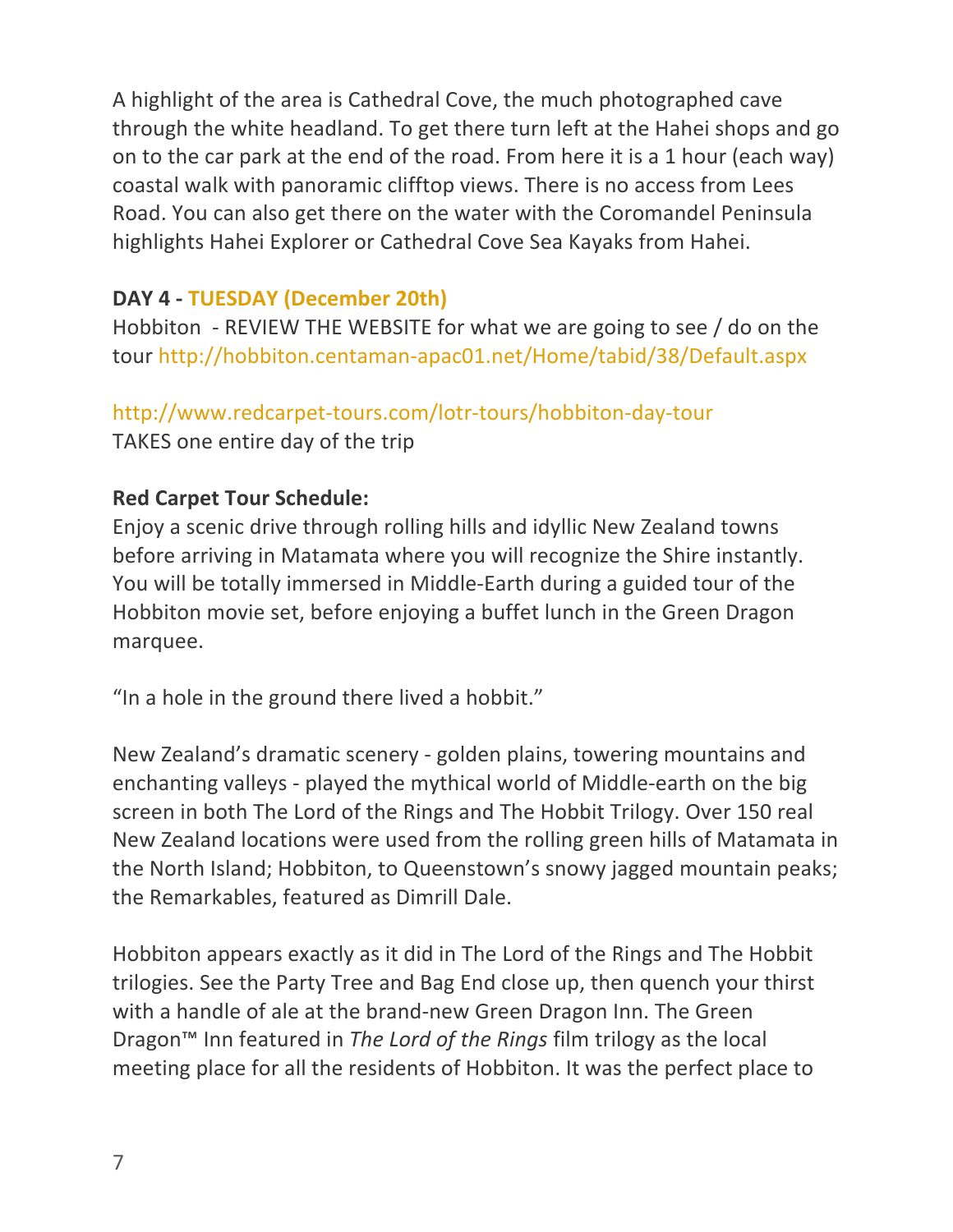A highlight of the area is Cathedral Cove, the much photographed cave through the white headland. To get there turn left at the Hahei shops and go on to the car park at the end of the road. From here it is a 1 hour (each way) coastal walk with panoramic clifftop views. There is no access from Lees Road. You can also get there on the water with the Coromandel Peninsula highlights Hahei Explorer or Cathedral Cove Sea Kayaks from Hahei.

**DAY 4 - TUESDAY (December 20th)**

Hobbiton - REVIEW THE WEBSITE for what we are going to see / do on the tour http://hobbiton.centaman-apac01.net/Home/tabid/38/Default.aspx

http://www.redcarpet-tours.com/lotr-tours/hobbiton-day-tour
TAKES one entire day of the trip

**Red Carpet Tour Schedule:**
Enjoy a scenic drive through rolling hills and idyllic New Zealand towns before arriving in Matamata where you will recognize the Shire instantly. You will be totally immersed in Middle-Earth during a guided tour of the Hobbiton movie set, before enjoying a buffet lunch in the Green Dragon marquee.

"In a hole in the ground there lived a hobbit."

New Zealand's dramatic scenery - golden plains, towering mountains and enchanting valleys - played the mythical world of Middle-earth on the big screen in both The Lord of the Rings and The Hobbit Trilogy. Over 150 real New Zealand locations were used from the rolling green hills of Matamata in the North Island; Hobbiton, to Queenstown's snowy jagged mountain peaks; the Remarkables, featured as Dimrill Dale.

Hobbiton appears exactly as it did in The Lord of the Rings and The Hobbit trilogies. See the Party Tree and Bag End close up, then quench your thirst with a handle of ale at the brand-new Green Dragon Inn. The Green Dragon™ Inn featured in *The Lord of the Rings* film trilogy as the local meeting place for all the residents of Hobbiton. It was the perfect place to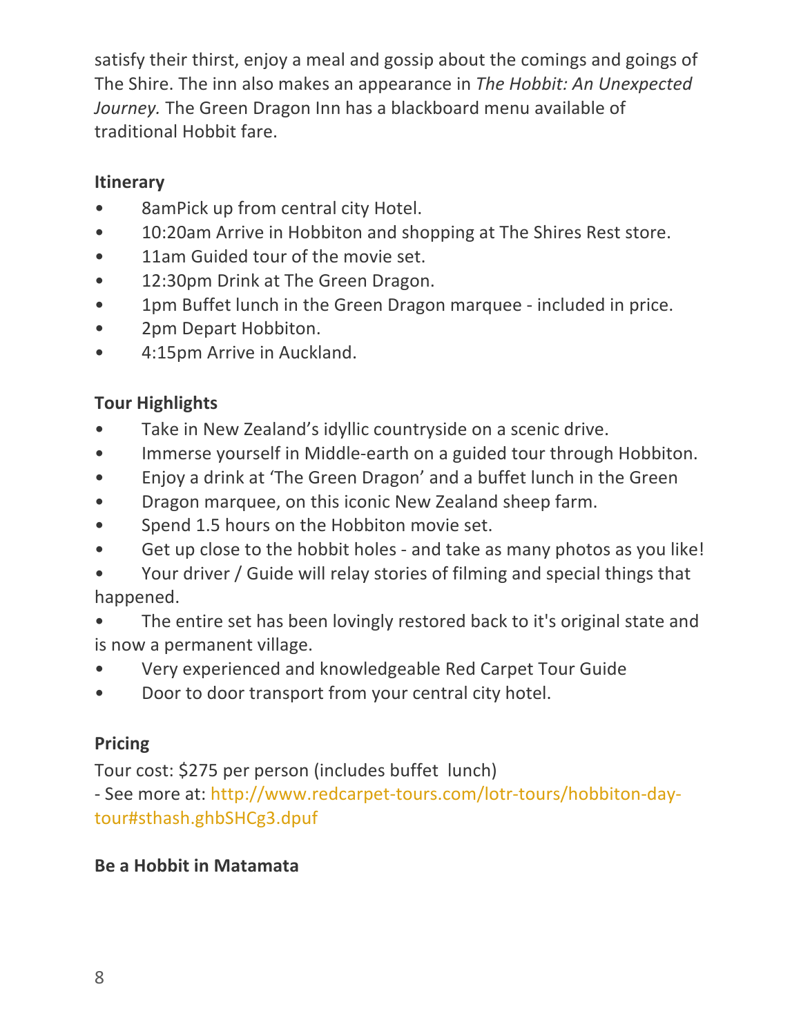satisfy their thirst, enjoy a meal and gossip about the comings and goings of The Shire. The inn also makes an appearance in *The Hobbit: An Unexpected Journey.* The Green Dragon Inn has a blackboard menu available of traditional Hobbit fare.

**Itinerary**

- 8amPick up from central city Hotel.
- 10:20am Arrive in Hobbiton and shopping at The Shires Rest store.
- 11am Guided tour of the movie set.
- 12:30pm Drink at The Green Dragon.
- 1pm Buffet lunch in the Green Dragon marquee - included in price.
- 2pm Depart Hobbiton.
- 4:15pm Arrive in Auckland.

**Tour Highlights**

- Take in New Zealand's idyllic countryside on a scenic drive.
- Immerse yourself in Middle-earth on a guided tour through Hobbiton.
- Enjoy a drink at 'The Green Dragon' and a buffet lunch in the Green
- Dragon marquee, on this iconic New Zealand sheep farm.
- Spend 1.5 hours on the Hobbiton movie set.
- Get up close to the hobbit holes - and take as many photos as you like!
- Your driver / Guide will relay stories of filming and special things that happened.
- The entire set has been lovingly restored back to it's original state and is now a permanent village.
- Very experienced and knowledgeable Red Carpet Tour Guide
- Door to door transport from your central city hotel.

**Pricing**

Tour cost: $275 per person (includes buffet lunch)
- See more at: http://www.redcarpet-tours.com/lotr-tours/hobbiton-day-tour#sthash.ghbSHCg3.dpuf

**Be a Hobbit in Matamata**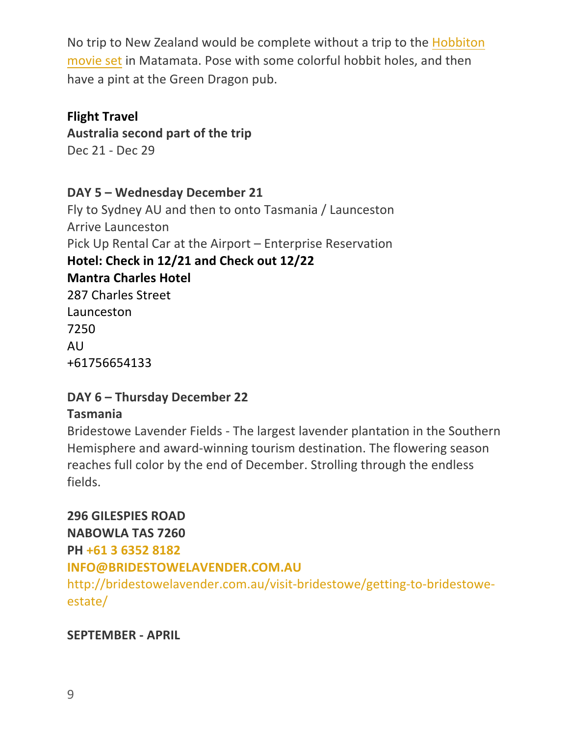No trip to New Zealand would be complete without a trip to the [Hobbiton movie set](#) in Matamata. Pose with some colorful hobbit holes, and then have a pint at the Green Dragon pub.

**Flight Travel**

**Australia second part of the trip**

Dec 21 - Dec 29

**DAY 5 – Wednesday December 21**

Fly to Sydney AU and then to onto Tasmania / Launceston

Arrive Launceston

Pick Up Rental Car at the Airport – Enterprise Reservation

**Hotel: Check in 12/21 and Check out 12/22**

**Mantra Charles Hotel**

287 Charles Street

Launceston

7250

AU

+61756654133

**DAY 6 – Thursday December 22**

**Tasmania**

Bridestowe Lavender Fields - The largest lavender plantation in the Southern Hemisphere and award-winning tourism destination. The flowering season reaches full color by the end of December. Strolling through the endless fields.

**296 GILESPIES ROAD**

**NABOWLA TAS 7260**

**PH +61 3 6352 8182**

**INFO@BRIDESTOWELAVENDER.COM.AU**

http://bridestowelavender.com.au/visit-bridestowe/getting-to-bridestowe-estate/

**SEPTEMBER - APRIL**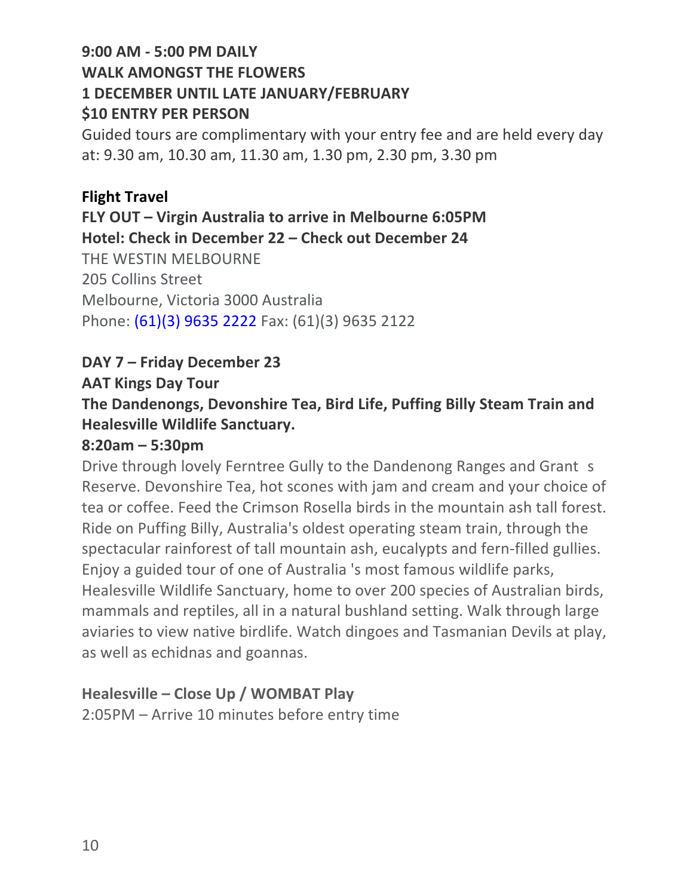**9:00 AM - 5:00 PM DAILY**
**WALK AMONGST THE FLOWERS**
**1 DECEMBER UNTIL LATE JANUARY/FEBRUARY**
**$10 ENTRY PER PERSON**

Guided tours are complimentary with your entry fee and are held every day at: 9.30 am, 10.30 am, 11.30 am, 1.30 pm, 2.30 pm, 3.30 pm

**Flight Travel**
**FLY OUT – Virgin Australia to arrive in Melbourne 6:05PM**
**Hotel: Check in December 22 – Check out December 24**

THE WESTIN MELBOURNE
205 Collins Street
Melbourne, Victoria 3000 Australia
Phone: (61)(3) 9635 2222 Fax: (61)(3) 9635 2122

**DAY 7 – Friday December 23**
**AAT Kings Day Tour**
**The Dandenongs, Devonshire Tea, Bird Life, Puffing Billy Steam Train and Healesville Wildlife Sanctuary.**
**8:20am – 5:30pm**

Drive through lovely Ferntree Gully to the Dandenong Ranges and Grant s Reserve. Devonshire Tea, hot scones with jam and cream and your choice of tea or coffee. Feed the Crimson Rosella birds in the mountain ash tall forest. Ride on Puffing Billy, Australia's oldest operating steam train, through the spectacular rainforest of tall mountain ash, eucalypts and fern-filled gullies. Enjoy a guided tour of one of Australia 's most famous wildlife parks, Healesville Wildlife Sanctuary, home to over 200 species of Australian birds, mammals and reptiles, all in a natural bushland setting. Walk through large aviaries to view native birdlife. Watch dingoes and Tasmanian Devils at play, as well as echidnas and goannas.

**Healesville – Close Up / WOMBAT Play**
2:05PM – Arrive 10 minutes before entry time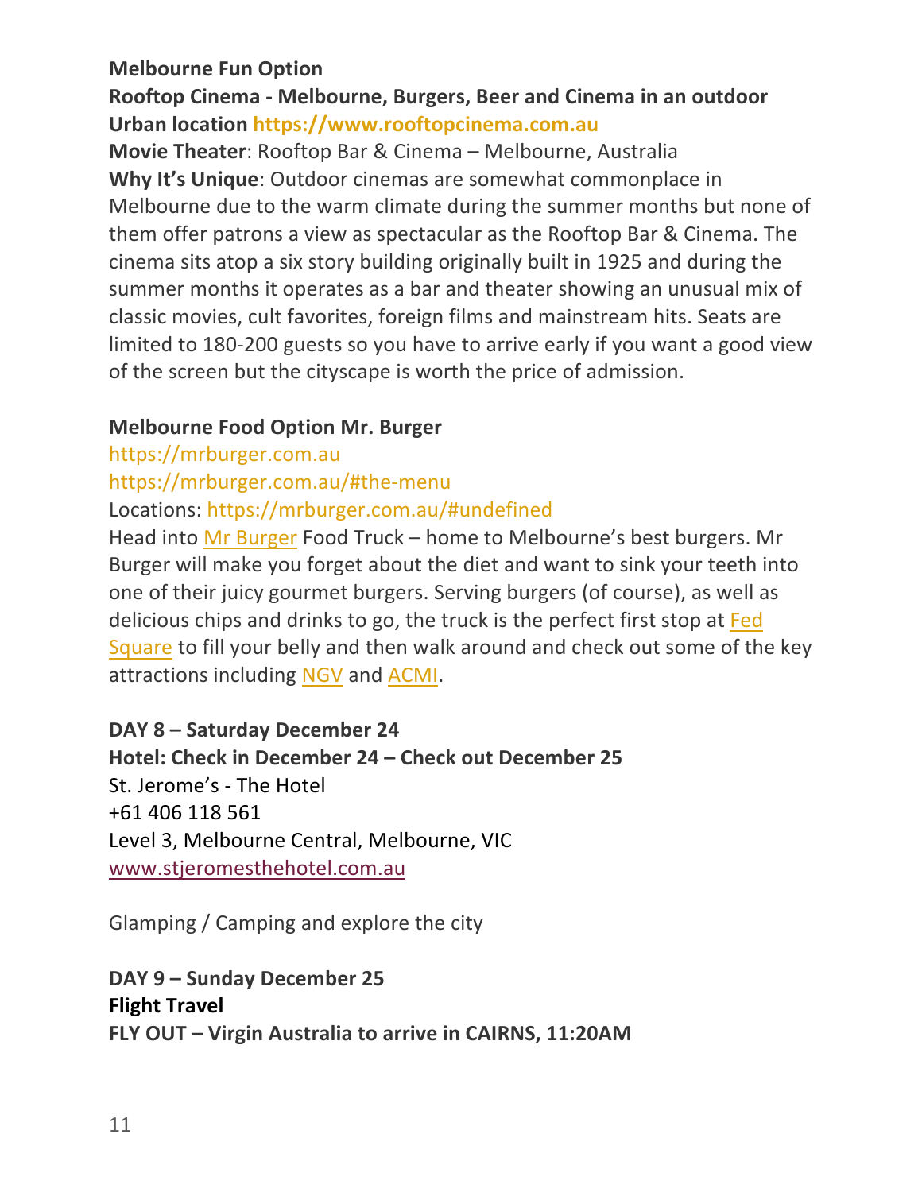**Melbourne Fun Option**

**Rooftop Cinema - Melbourne, Burgers, Beer and Cinema in an outdoor Urban location https://www.rooftopcinema.com.au**

**Movie Theater**: Rooftop Bar & Cinema – Melbourne, Australia

**Why It's Unique**: Outdoor cinemas are somewhat commonplace in Melbourne due to the warm climate during the summer months but none of them offer patrons a view as spectacular as the Rooftop Bar & Cinema. The cinema sits atop a six story building originally built in 1925 and during the summer months it operates as a bar and theater showing an unusual mix of classic movies, cult favorites, foreign films and mainstream hits. Seats are limited to 180-200 guests so you have to arrive early if you want a good view of the screen but the cityscape is worth the price of admission.

**Melbourne Food Option Mr. Burger**

https://mrburger.com.au

https://mrburger.com.au/#the-menu

Locations: https://mrburger.com.au/#undefined

Head into Mr Burger Food Truck – home to Melbourne's best burgers. Mr Burger will make you forget about the diet and want to sink your teeth into one of their juicy gourmet burgers. Serving burgers (of course), as well as delicious chips and drinks to go, the truck is the perfect first stop at Fed Square to fill your belly and then walk around and check out some of the key attractions including NGV and ACMI.

**DAY 8 – Saturday December 24**

**Hotel: Check in December 24 – Check out December 25**

St. Jerome's - The Hotel

+61 406 118 561

Level 3, Melbourne Central, Melbourne, VIC

www.stjeromesthehotel.com.au

Glamping / Camping and explore the city

**DAY 9 – Sunday December 25**

**Flight Travel**

**FLY OUT – Virgin Australia to arrive in CAIRNS, 11:20AM**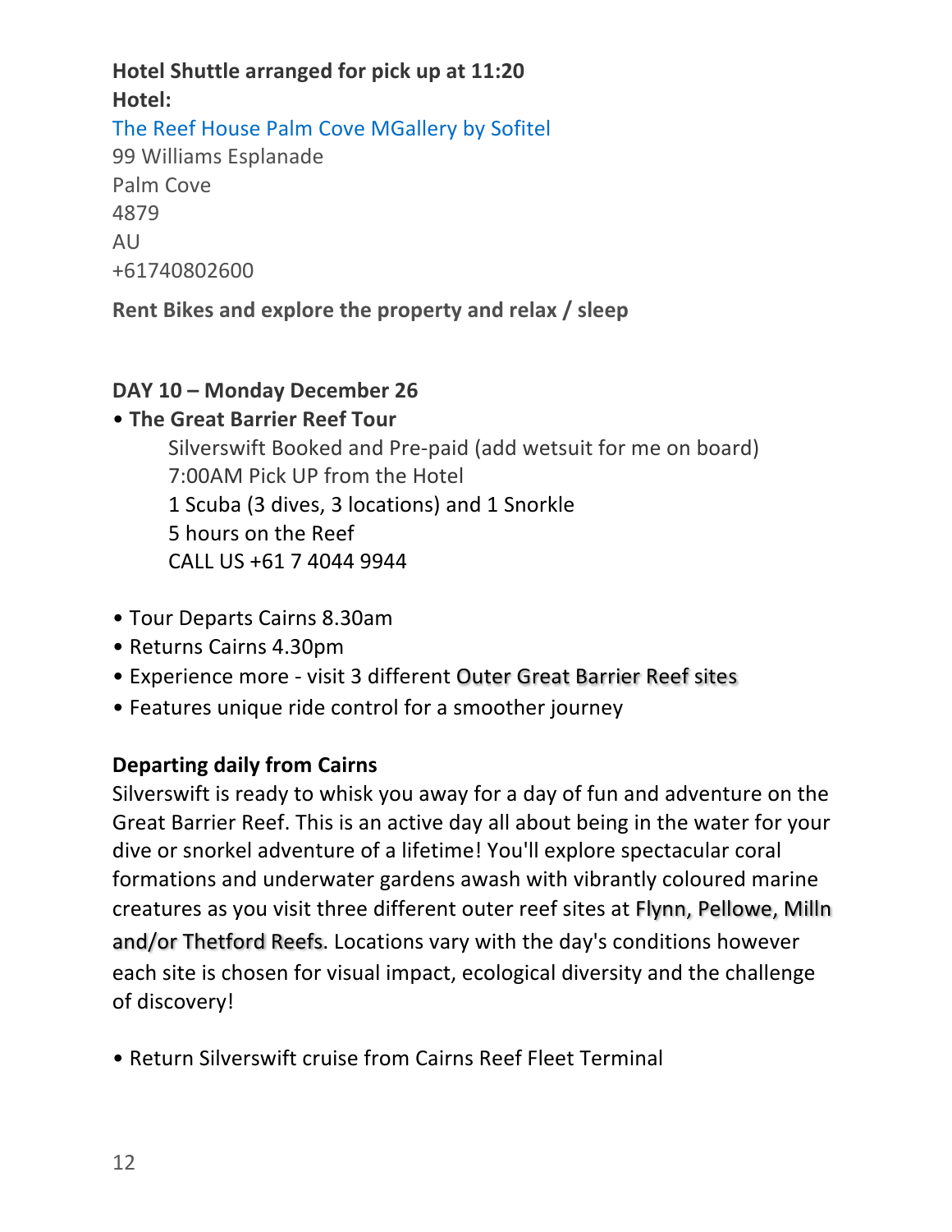**Hotel Shuttle arranged for pick up at 11:20**
**Hotel:**
The Reef House Palm Cove MGallery by Sofitel
99 Williams Esplanade
Palm Cove
4879
AU
+61740802600

**Rent Bikes and explore the property and relax / sleep**

**DAY 10 – Monday December 26**

- **The Great Barrier Reef Tour**
  Silverswift Booked and Pre-paid (add wetsuit for me on board)
  7:00AM Pick UP from the Hotel
  1 Scuba (3 dives, 3 locations) and 1 Snorkle
  5 hours on the Reef
  CALL US +61 7 4044 9944

- Tour Departs Cairns 8.30am
- Returns Cairns 4.30pm
- Experience more - visit 3 different Outer Great Barrier Reef sites
- Features unique ride control for a smoother journey

**Departing daily from Cairns**
Silverswift is ready to whisk you away for a day of fun and adventure on the Great Barrier Reef. This is an active day all about being in the water for your dive or snorkel adventure of a lifetime! You'll explore spectacular coral formations and underwater gardens awash with vibrantly coloured marine creatures as you visit three different outer reef sites at Flynn, Pellowe, Milln and/or Thetford Reefs. Locations vary with the day's conditions however each site is chosen for visual impact, ecological diversity and the challenge of discovery!

- Return Silverswift cruise from Cairns Reef Fleet Terminal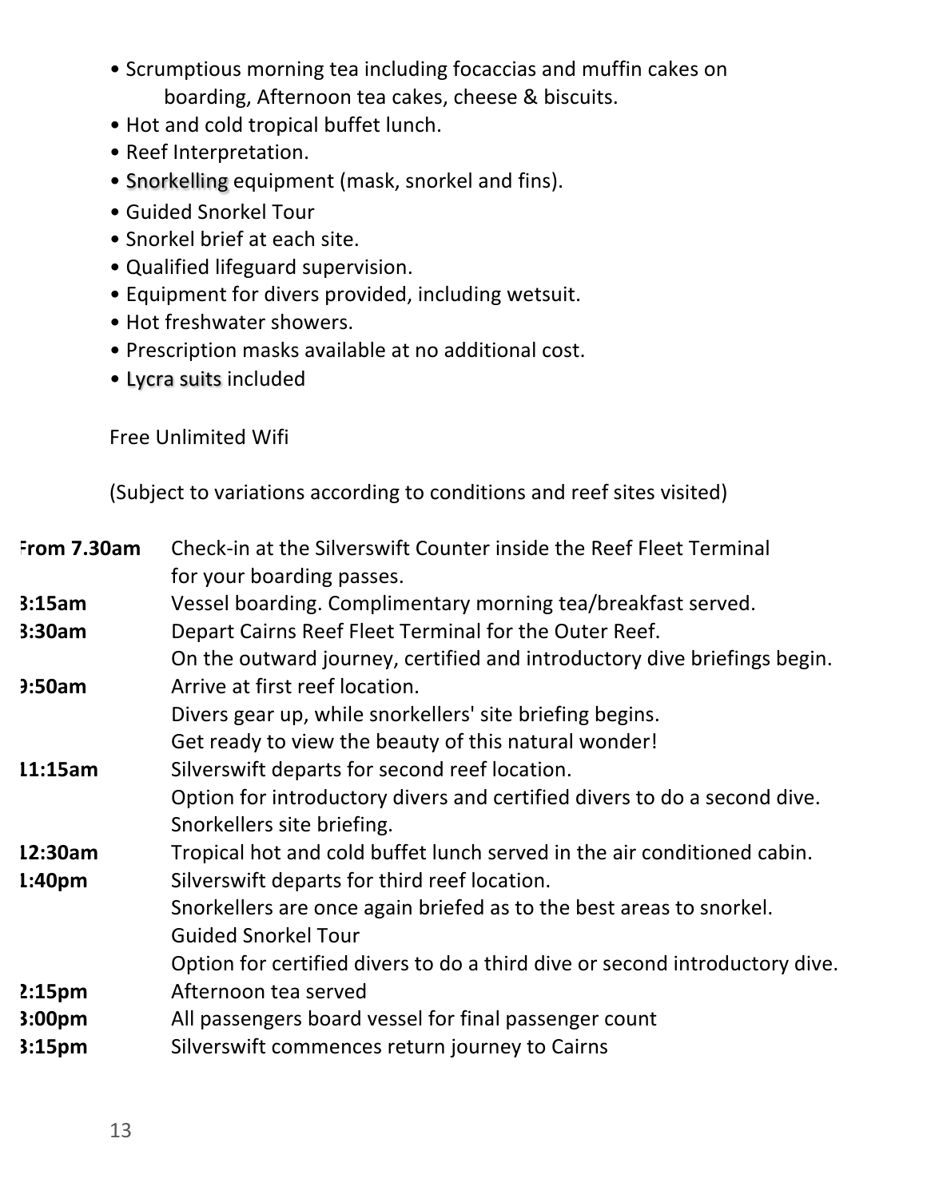- Scrumptious morning tea including focaccias and muffin cakes on boarding, Afternoon tea cakes, cheese & biscuits.
- Hot and cold tropical buffet lunch.
- Reef Interpretation.
- Snorkelling equipment (mask, snorkel and fins).
- Guided Snorkel Tour
- Snorkel brief at each site.
- Qualified lifeguard supervision.
- Equipment for divers provided, including wetsuit.
- Hot freshwater showers.
- Prescription masks available at no additional cost.
- Lycra suits included

Free Unlimited Wifi

(Subject to variations according to conditions and reef sites visited)

**From 7.30am** Check-in at the Silverswift Counter inside the Reef Fleet Terminal for your boarding passes.

**8:15am** Vessel boarding. Complimentary morning tea/breakfast served.

**8:30am** Depart Cairns Reef Fleet Terminal for the Outer Reef.
On the outward journey, certified and introductory dive briefings begin.

**9:50am** Arrive at first reef location.
Divers gear up, while snorkellers' site briefing begins.
Get ready to view the beauty of this natural wonder!

**11:15am** Silverswift departs for second reef location.
Option for introductory divers and certified divers to do a second dive.
Snorkellers site briefing.

**12:30am** Tropical hot and cold buffet lunch served in the air conditioned cabin.

**1:40pm** Silverswift departs for third reef location.
Snorkellers are once again briefed as to the best areas to snorkel.
Guided Snorkel Tour
Option for certified divers to do a third dive or second introductory dive.

**2:15pm** Afternoon tea served

**3:00pm** All passengers board vessel for final passenger count

**3:15pm** Silverswift commences return journey to Cairns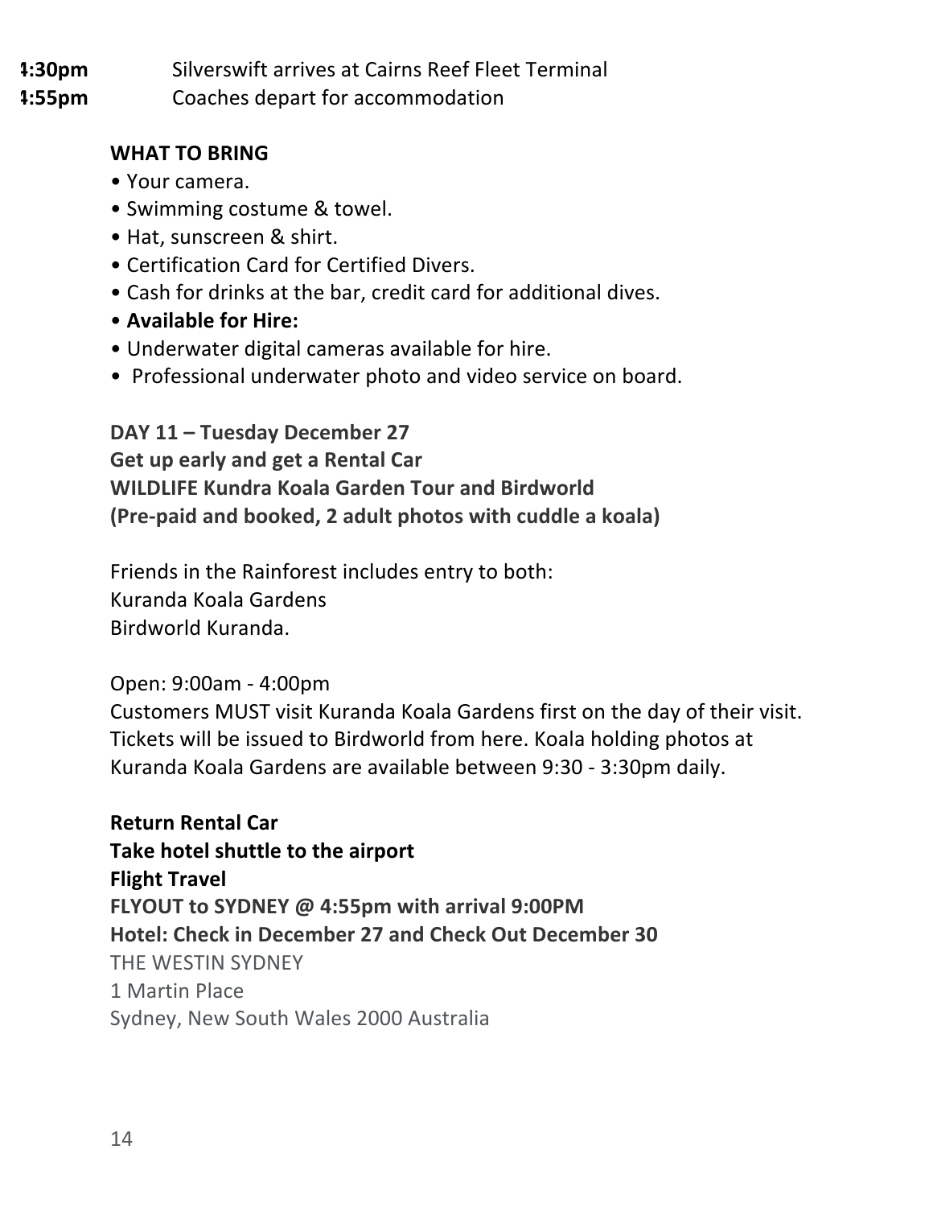**4:30pm** Silverswift arrives at Cairns Reef Fleet Terminal
**4:55pm** Coaches depart for accommodation

**WHAT TO BRING**

- Your camera.
- Swimming costume & towel.
- Hat, sunscreen & shirt.
- Certification Card for Certified Divers.
- Cash for drinks at the bar, credit card for additional dives.
- **Available for Hire:**
- Underwater digital cameras available for hire.
- Professional underwater photo and video service on board.

**DAY 11 – Tuesday December 27**
**Get up early and get a Rental Car**
**WILDLIFE Kundra Koala Garden Tour and Birdworld**
**(Pre-paid and booked, 2 adult photos with cuddle a koala)**

Friends in the Rainforest includes entry to both:
Kuranda Koala Gardens
Birdworld Kuranda.

Open: 9:00am - 4:00pm
Customers MUST visit Kuranda Koala Gardens first on the day of their visit. Tickets will be issued to Birdworld from here. Koala holding photos at Kuranda Koala Gardens are available between 9:30 - 3:30pm daily.

**Return Rental Car**
**Take hotel shuttle to the airport**
**Flight Travel**
**FLYOUT to SYDNEY @ 4:55pm with arrival 9:00PM**
**Hotel: Check in December 27 and Check Out December 30**
THE WESTIN SYDNEY
1 Martin Place
Sydney, New South Wales 2000 Australia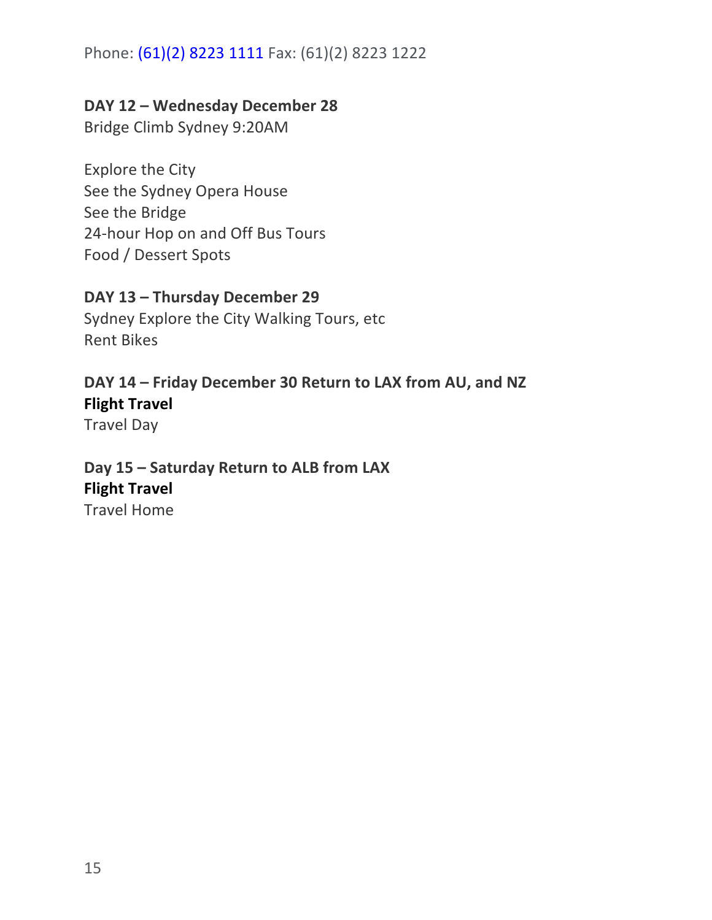Phone: (61)(2) 8223 1111 Fax: (61)(2) 8223 1222

**DAY 12 – Wednesday December 28**
Bridge Climb Sydney 9:20AM

Explore the City
See the Sydney Opera House
See the Bridge
24-hour Hop on and Off Bus Tours
Food / Dessert Spots

**DAY 13 – Thursday December 29**
Sydney Explore the City Walking Tours, etc
Rent Bikes

**DAY 14 – Friday December 30 Return to LAX from AU, and NZ**
**Flight Travel**
Travel Day

**Day 15 – Saturday Return to ALB from LAX**
**Flight Travel**
Travel Home